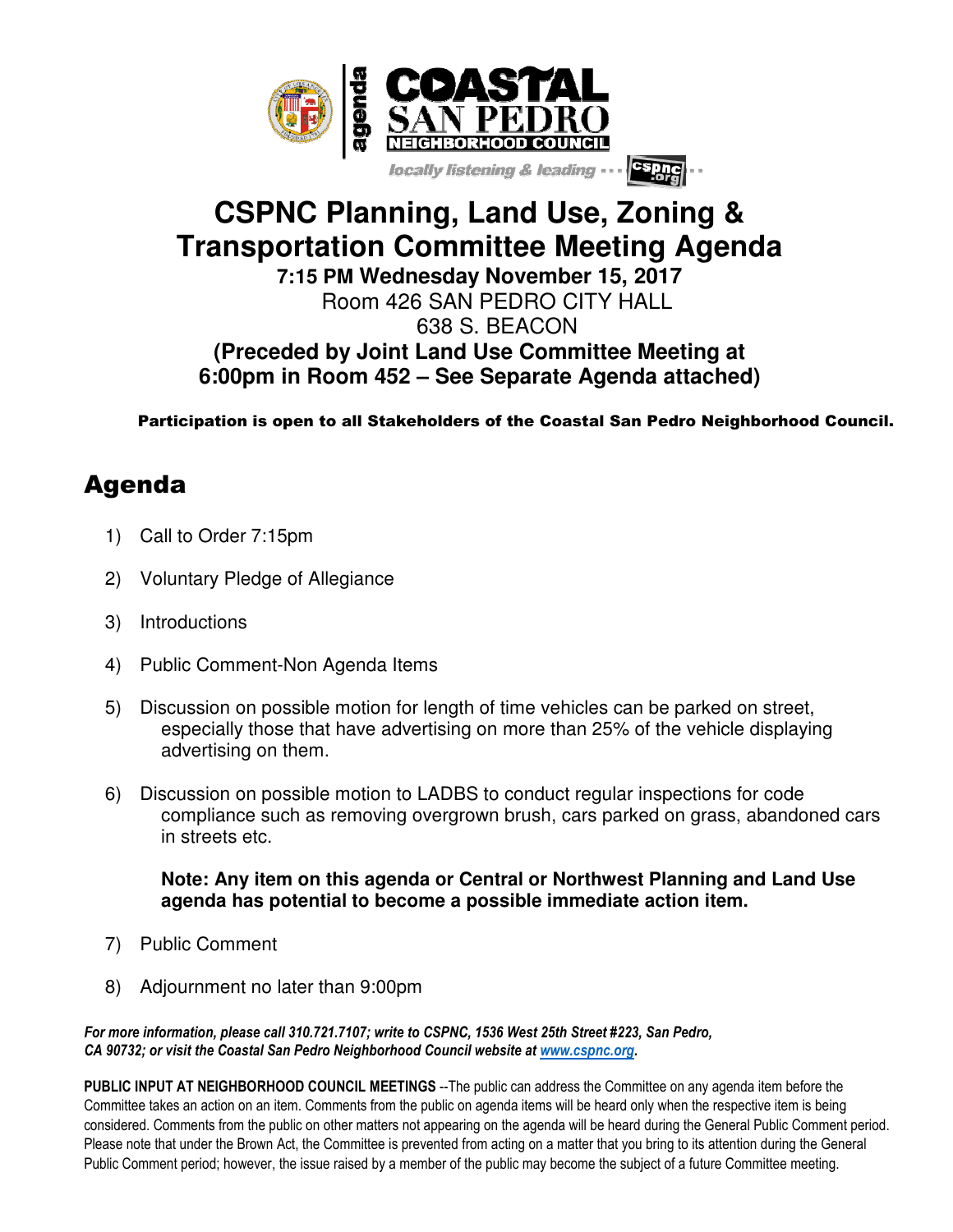agenda

# COASTAL SAN PEDRO NEIGHBORHOOD COUNCIL

locally listening & leading ··· cspnc.org ··

# CSPNC Planning, Land Use, Zoning & Transportation Committee Meeting Agenda

**7:15 PM Wednesday November 15, 2017**

Room 426 SAN PEDRO CITY HALL

638 S. BEACON

**(Preceded by Joint Land Use Committee Meeting at 6:00pm in Room 452 – See Separate Agenda attached)**

**Participation is open to all Stakeholders of the Coastal San Pedro Neighborhood Council.**

## Agenda

1) Call to Order 7:15pm

2) Voluntary Pledge of Allegiance

3) Introductions

4) Public Comment-Non Agenda Items

5) Discussion on possible motion for length of time vehicles can be parked on street, especially those that have advertising on more than 25% of the vehicle displaying advertising on them.

6) Discussion on possible motion to LADBS to conduct regular inspections for code compliance such as removing overgrown brush, cars parked on grass, abandoned cars in streets etc.

   **Note: Any item on this agenda or Central or Northwest Planning and Land Use agenda has potential to become a possible immediate action item.**

7) Public Comment

8) Adjournment no later than 9:00pm

***For more information, please call 310.721.7107; write to CSPNC, 1536 West 25th Street #223, San Pedro, CA 90732; or visit the Coastal San Pedro Neighborhood Council website at [www.cspnc.org](http://www.cspnc.org).***

**PUBLIC INPUT AT NEIGHBORHOOD COUNCIL MEETINGS** --The public can address the Committee on any agenda item before the Committee takes an action on an item. Comments from the public on agenda items will be heard only when the respective item is being considered. Comments from the public on other matters not appearing on the agenda will be heard during the General Public Comment period. Please note that under the Brown Act, the Committee is prevented from acting on a matter that you bring to its attention during the General Public Comment period; however, the issue raised by a member of the public may become the subject of a future Committee meeting.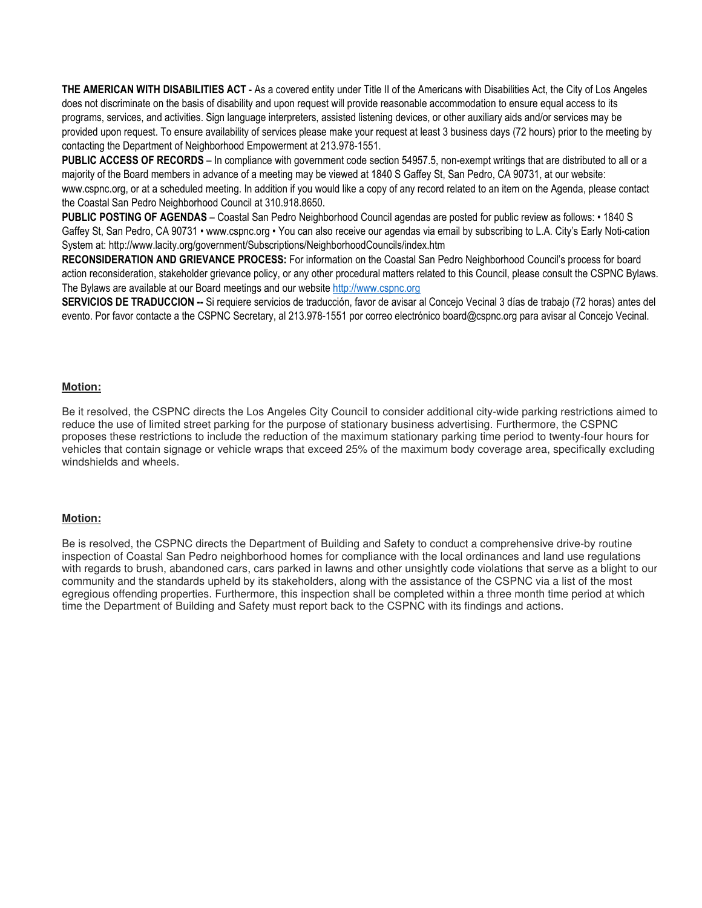**THE AMERICAN WITH DISABILITIES ACT** - As a covered entity under Title II of the Americans with Disabilities Act, the City of Los Angeles does not discriminate on the basis of disability and upon request will provide reasonable accommodation to ensure equal access to its programs, services, and activities. Sign language interpreters, assisted listening devices, or other auxiliary aids and/or services may be provided upon request. To ensure availability of services please make your request at least 3 business days (72 hours) prior to the meeting by contacting the Department of Neighborhood Empowerment at 213.978-1551.

**PUBLIC ACCESS OF RECORDS** – In compliance with government code section 54957.5, non-exempt writings that are distributed to all or a majority of the Board members in advance of a meeting may be viewed at 1840 S Gaffey St, San Pedro, CA 90731, at our website: www.cspnc.org, or at a scheduled meeting. In addition if you would like a copy of any record related to an item on the Agenda, please contact the Coastal San Pedro Neighborhood Council at 310.918.8650.

**PUBLIC POSTING OF AGENDAS** – Coastal San Pedro Neighborhood Council agendas are posted for public review as follows: • 1840 S Gaffey St, San Pedro, CA 90731 • www.cspnc.org • You can also receive our agendas via email by subscribing to L.A. City's Early Noti-cation System at: http://www.lacity.org/government/Subscriptions/NeighborhoodCouncils/index.htm

**RECONSIDERATION AND GRIEVANCE PROCESS:** For information on the Coastal San Pedro Neighborhood Council's process for board action reconsideration, stakeholder grievance policy, or any other procedural matters related to this Council, please consult the CSPNC Bylaws. The Bylaws are available at our Board meetings and our website http://www.cspnc.org

**SERVICIOS DE TRADUCCION --** Si requiere servicios de traducción, favor de avisar al Concejo Vecinal 3 días de trabajo (72 horas) antes del evento. Por favor contacte a the CSPNC Secretary, al 213.978-1551 por correo electrónico board@cspnc.org para avisar al Concejo Vecinal.

**Motion:**

Be it resolved, the CSPNC directs the Los Angeles City Council to consider additional city-wide parking restrictions aimed to reduce the use of limited street parking for the purpose of stationary business advertising. Furthermore, the CSPNC proposes these restrictions to include the reduction of the maximum stationary parking time period to twenty-four hours for vehicles that contain signage or vehicle wraps that exceed 25% of the maximum body coverage area, specifically excluding windshields and wheels.

**Motion:**

Be is resolved, the CSPNC directs the Department of Building and Safety to conduct a comprehensive drive-by routine inspection of Coastal San Pedro neighborhood homes for compliance with the local ordinances and land use regulations with regards to brush, abandoned cars, cars parked in lawns and other unsightly code violations that serve as a blight to our community and the standards upheld by its stakeholders, along with the assistance of the CSPNC via a list of the most egregious offending properties. Furthermore, this inspection shall be completed within a three month time period at which time the Department of Building and Safety must report back to the CSPNC with its findings and actions.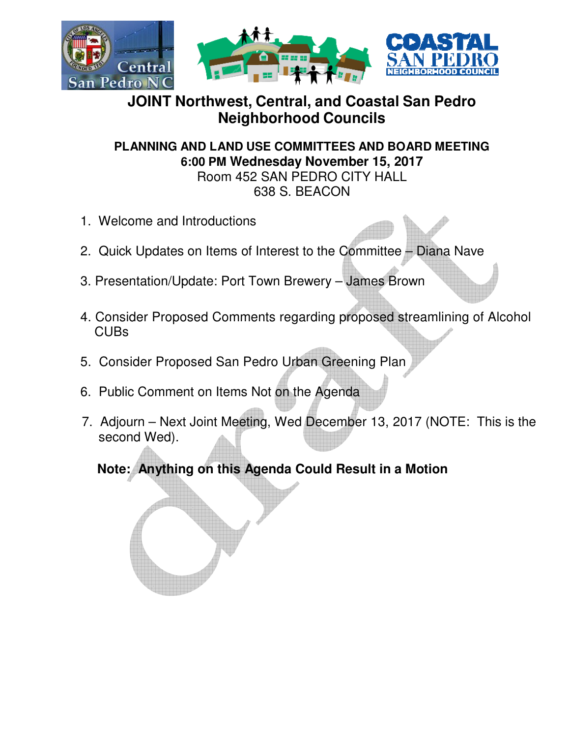# JOINT Northwest, Central, and Coastal San Pedro Neighborhood Councils

**PLANNING AND LAND USE COMMITTEES AND BOARD MEETING**
**6:00 PM Wednesday November 15, 2017**
Room 452 SAN PEDRO CITY HALL
638 S. BEACON

1. Welcome and Introductions
2. Quick Updates on Items of Interest to the Committee – Diana Nave
3. Presentation/Update: Port Town Brewery – James Brown
4. Consider Proposed Comments regarding proposed streamlining of Alcohol CUBs
5. Consider Proposed San Pedro Urban Greening Plan
6. Public Comment on Items Not on the Agenda
7. Adjourn – Next Joint Meeting, Wed December 13, 2017 (NOTE: This is the second Wed).

**Note: Anything on this Agenda Could Result in a Motion**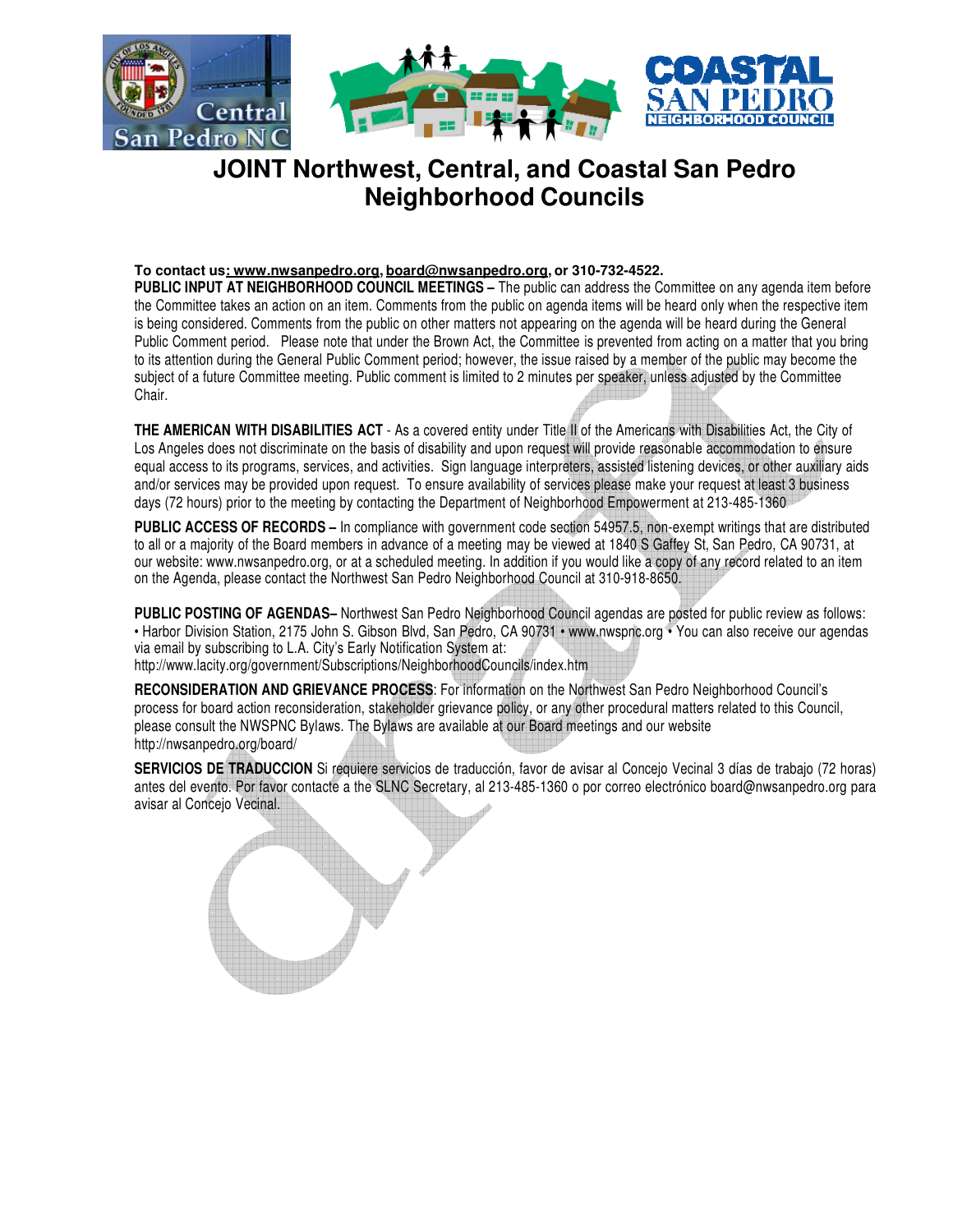# JOINT Northwest, Central, and Coastal San Pedro Neighborhood Councils

**To contact us: www.nwsanpedro.org, board@nwsanpedro.org, or 310-732-4522.**

**PUBLIC INPUT AT NEIGHBORHOOD COUNCIL MEETINGS –** The public can address the Committee on any agenda item before the Committee takes an action on an item. Comments from the public on agenda items will be heard only when the respective item is being considered. Comments from the public on other matters not appearing on the agenda will be heard during the General Public Comment period. Please note that under the Brown Act, the Committee is prevented from acting on a matter that you bring to its attention during the General Public Comment period; however, the issue raised by a member of the public may become the subject of a future Committee meeting. Public comment is limited to 2 minutes per speaker, unless adjusted by the Committee Chair.

**THE AMERICAN WITH DISABILITIES ACT** - As a covered entity under Title II of the Americans with Disabilities Act, the City of Los Angeles does not discriminate on the basis of disability and upon request will provide reasonable accommodation to ensure equal access to its programs, services, and activities. Sign language interpreters, assisted listening devices, or other auxiliary aids and/or services may be provided upon request. To ensure availability of services please make your request at least 3 business days (72 hours) prior to the meeting by contacting the Department of Neighborhood Empowerment at 213-485-1360

**PUBLIC ACCESS OF RECORDS –** In compliance with government code section 54957.5, non-exempt writings that are distributed to all or a majority of the Board members in advance of a meeting may be viewed at 1840 S Gaffey St, San Pedro, CA 90731, at our website: www.nwsanpedro.org, or at a scheduled meeting. In addition if you would like a copy of any record related to an item on the Agenda, please contact the Northwest San Pedro Neighborhood Council at 310-918-8650.

**PUBLIC POSTING OF AGENDAS–** Northwest San Pedro Neighborhood Council agendas are posted for public review as follows: • Harbor Division Station, 2175 John S. Gibson Blvd, San Pedro, CA 90731 • www.nwspnc.org • You can also receive our agendas via email by subscribing to L.A. City's Early Notification System at: http://www.lacity.org/government/Subscriptions/NeighborhoodCouncils/index.htm

**RECONSIDERATION AND GRIEVANCE PROCESS**: For information on the Northwest San Pedro Neighborhood Council's process for board action reconsideration, stakeholder grievance policy, or any other procedural matters related to this Council, please consult the NWSPNC Bylaws. The Bylaws are available at our Board meetings and our website http://nwsanpedro.org/board/

**SERVICIOS DE TRADUCCION** Si requiere servicios de traducción, favor de avisar al Concejo Vecinal 3 días de trabajo (72 horas) antes del evento. Por favor contacte a the SLNC Secretary, al 213-485-1360 o por correo electrónico board@nwsanpedro.org para avisar al Concejo Vecinal.